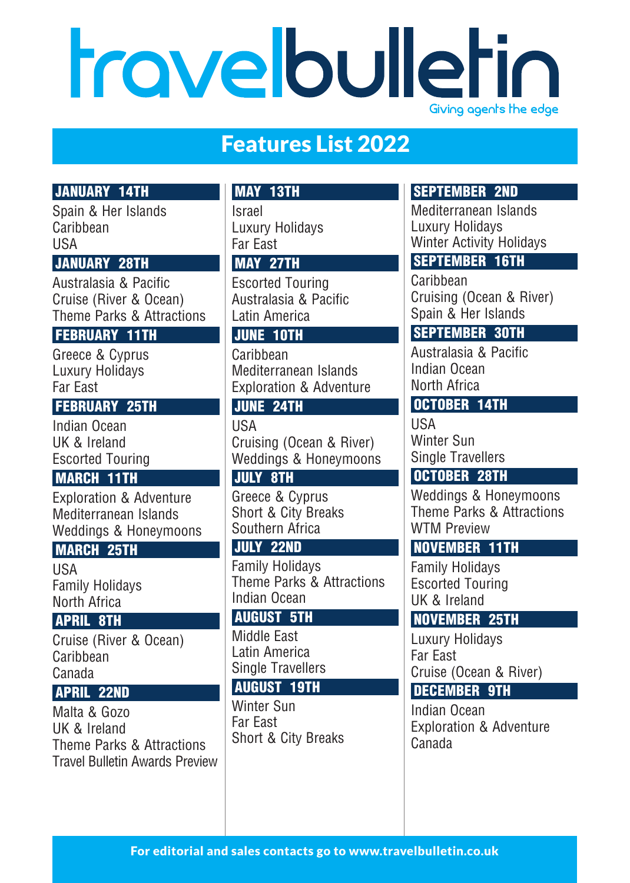# travelbulletin

Giving agents the edge

## Features List 2022

### JANUARY 14TH
Spain & Her Islands
Caribbean
USA

### JANUARY 28TH
Australasia & Pacific
Cruise (River & Ocean)
Theme Parks & Attractions

### FEBRUARY 11TH
Greece & Cyprus
Luxury Holidays
Far East

### FEBRUARY 25TH
Indian Ocean
UK & Ireland
Escorted Touring

### MARCH 11TH
Exploration & Adventure
Mediterranean Islands
Weddings & Honeymoons

### MARCH 25TH
USA
Family Holidays
North Africa

### APRIL 8TH
Cruise (River & Ocean)
Caribbean
Canada

### APRIL 22ND
Malta & Gozo
UK & Ireland
Theme Parks & Attractions
Travel Bulletin Awards Preview

### MAY 13TH
Israel
Luxury Holidays
Far East

### MAY 27TH
Escorted Touring
Australasia & Pacific
Latin America

### JUNE 10TH
Caribbean
Mediterranean Islands
Exploration & Adventure

### JUNE 24TH
USA
Cruising (Ocean & River)
Weddings & Honeymoons

### JULY 8TH
Greece & Cyprus
Short & City Breaks
Southern Africa

### JULY 22ND
Family Holidays
Theme Parks & Attractions
Indian Ocean

### AUGUST 5TH
Middle East
Latin America
Single Travellers

### AUGUST 19TH
Winter Sun
Far East
Short & City Breaks

### SEPTEMBER 2ND
Mediterranean Islands
Luxury Holidays
Winter Activity Holidays

### SEPTEMBER 16TH
Caribbean
Cruising (Ocean & River)
Spain & Her Islands

### SEPTEMBER 30TH
Australasia & Pacific
Indian Ocean
North Africa

### OCTOBER 14TH
USA
Winter Sun
Single Travellers

### OCTOBER 28TH
Weddings & Honeymoons
Theme Parks & Attractions
WTM Preview

### NOVEMBER 11TH
Family Holidays
Escorted Touring
UK & Ireland

### NOVEMBER 25TH
Luxury Holidays
Far East
Cruise (Ocean & River)

### DECEMBER 9TH
Indian Ocean
Exploration & Adventure
Canada

**For editorial and sales contacts go to www.travelbulletin.co.uk**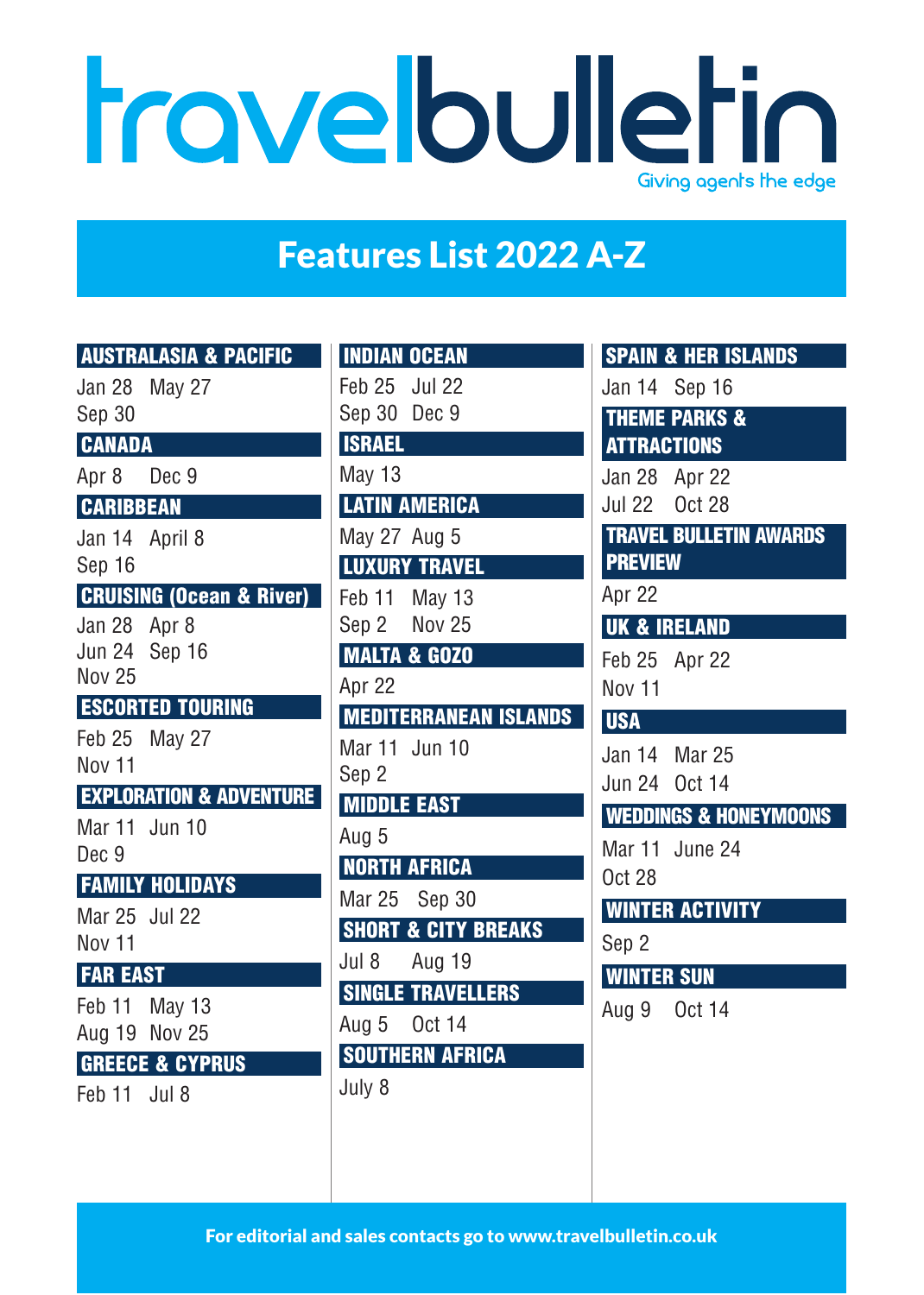# travelbulletin

Giving agents the edge

## Features List 2022 A-Z

**AUSTRALASIA & PACIFIC**

Jan 28 May 27
Sep 30

**CANADA**

Apr 8 Dec 9

**CARIBBEAN**

Jan 14 April 8
Sep 16

**CRUISING (Ocean & River)**

Jan 28 Apr 8
Jun 24 Sep 16
Nov 25

**ESCORTED TOURING**

Feb 25 May 27
Nov 11

**EXPLORATION & ADVENTURE**

Mar 11 Jun 10
Dec 9

**FAMILY HOLIDAYS**

Mar 25 Jul 22
Nov 11

**FAR EAST**

Feb 11 May 13
Aug 19 Nov 25

**GREECE & CYPRUS**

Feb 11 Jul 8

**INDIAN OCEAN**

Feb 25 Jul 22
Sep 30 Dec 9

**ISRAEL**

May 13

**LATIN AMERICA**

May 27 Aug 5

**LUXURY TRAVEL**

Feb 11 May 13
Sep 2 Nov 25

**MALTA & GOZO**

Apr 22

**MEDITERRANEAN ISLANDS**

Mar 11 Jun 10
Sep 2

**MIDDLE EAST**

Aug 5

**NORTH AFRICA**

Mar 25 Sep 30

**SHORT & CITY BREAKS**

Jul 8 Aug 19

**SINGLE TRAVELLERS**

Aug 5 Oct 14

**SOUTHERN AFRICA**

July 8

**SPAIN & HER ISLANDS**

Jan 14 Sep 16

**THEME PARKS & ATTRACTIONS**

Jan 28 Apr 22
Jul 22 Oct 28

**TRAVEL BULLETIN AWARDS PREVIEW**

Apr 22

**UK & IRELAND**

Feb 25 Apr 22
Nov 11

**USA**

Jan 14 Mar 25
Jun 24 Oct 14

**WEDDINGS & HONEYMOONS**

Mar 11 June 24
Oct 28

**WINTER ACTIVITY**

Sep 2

**WINTER SUN**

Aug 9 Oct 14

For editorial and sales contacts go to www.travelbulletin.co.uk